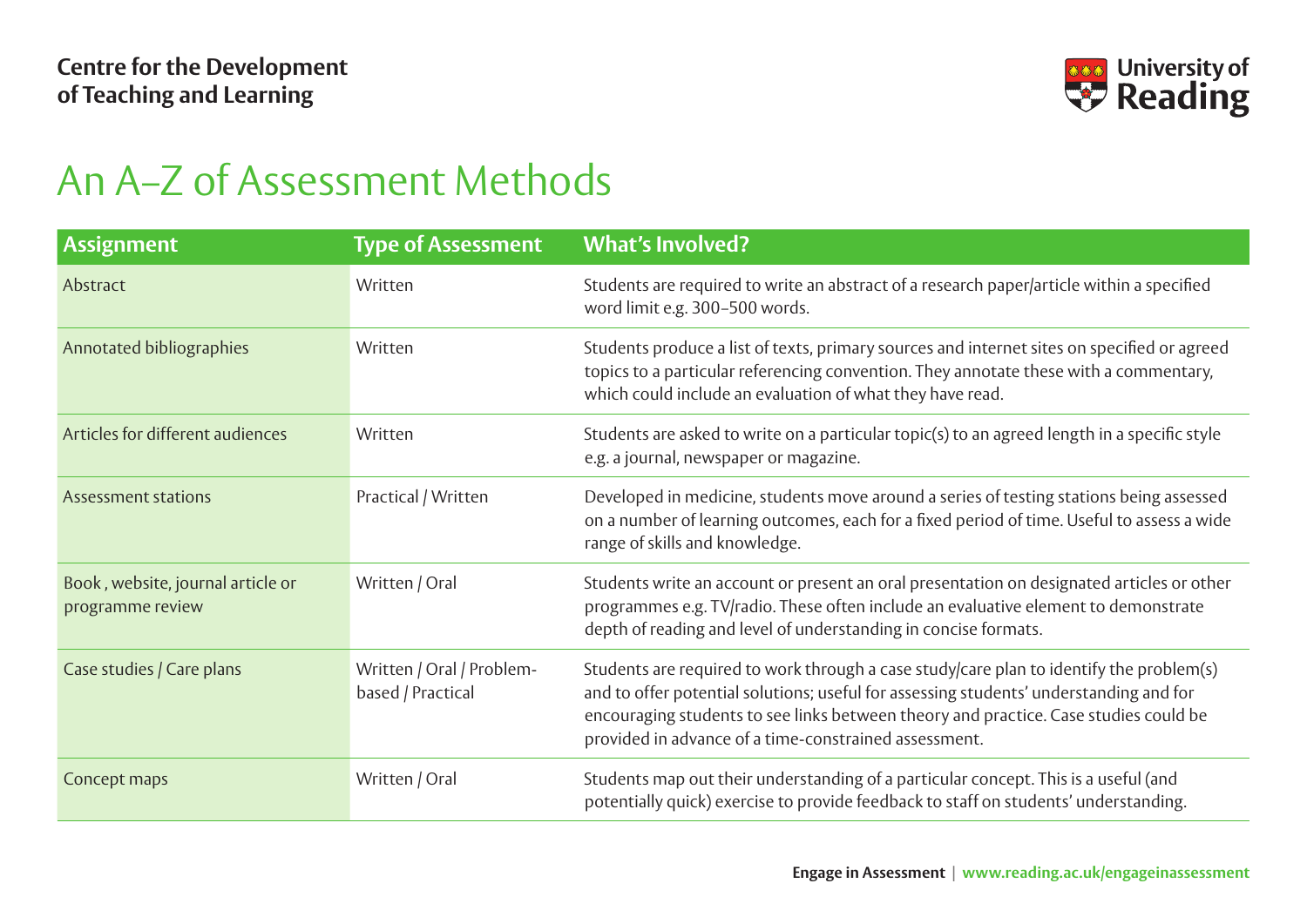Centre for the Development of Teaching and Learning

# An A–Z of Assessment Methods

| Assignment | Type of Assessment | What's Involved? |
| --- | --- | --- |
| Abstract | Written | Students are required to write an abstract of a research paper/article within a specified word limit e.g. 300–500 words. |
| Annotated bibliographies | Written | Students produce a list of texts, primary sources and internet sites on specified or agreed topics to a particular referencing convention. They annotate these with a commentary, which could include an evaluation of what they have read. |
| Articles for different audiences | Written | Students are asked to write on a particular topic(s) to an agreed length in a specific style e.g. a journal, newspaper or magazine. |
| Assessment stations | Practical / Written | Developed in medicine, students move around a series of testing stations being assessed on a number of learning outcomes, each for a fixed period of time. Useful to assess a wide range of skills and knowledge. |
| Book , website, journal article or programme review | Written / Oral | Students write an account or present an oral presentation on designated articles or other programmes e.g. TV/radio. These often include an evaluative element to demonstrate depth of reading and level of understanding in concise formats. |
| Case studies / Care plans | Written / Oral / Problem-based / Practical | Students are required to work through a case study/care plan to identify the problem(s) and to offer potential solutions; useful for assessing students' understanding and for encouraging students to see links between theory and practice. Case studies could be provided in advance of a time-constrained assessment. |
| Concept maps | Written / Oral | Students map out their understanding of a particular concept. This is a useful (and potentially quick) exercise to provide feedback to staff on students' understanding. |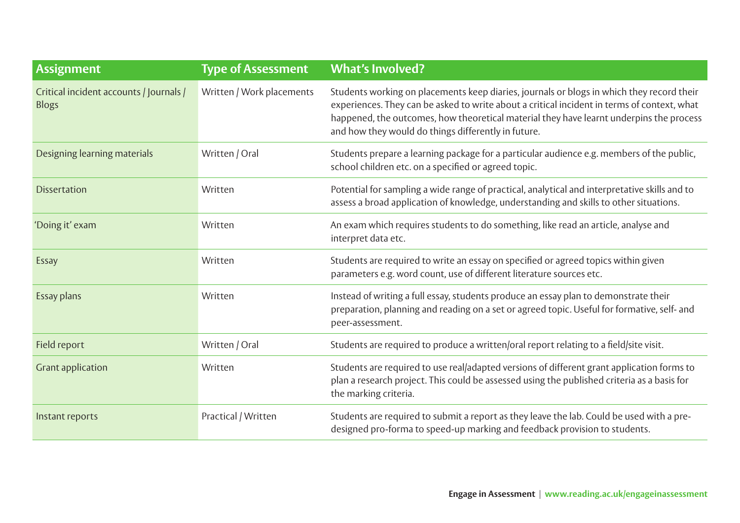| Assignment | Type of Assessment | What's Involved? |
| --- | --- | --- |
| Critical incident accounts / Journals / Blogs | Written / Work placements | Students working on placements keep diaries, journals or blogs in which they record their experiences. They can be asked to write about a critical incident in terms of context, what happened, the outcomes, how theoretical material they have learnt underpins the process and how they would do things differently in future. |
| Designing learning materials | Written / Oral | Students prepare a learning package for a particular audience e.g. members of the public, school children etc. on a specified or agreed topic. |
| Dissertation | Written | Potential for sampling a wide range of practical, analytical and interpretative skills and to assess a broad application of knowledge, understanding and skills to other situations. |
| 'Doing it' exam | Written | An exam which requires students to do something, like read an article, analyse and interpret data etc. |
| Essay | Written | Students are required to write an essay on specified or agreed topics within given parameters e.g. word count, use of different literature sources etc. |
| Essay plans | Written | Instead of writing a full essay, students produce an essay plan to demonstrate their preparation, planning and reading on a set or agreed topic. Useful for formative, self- and peer-assessment. |
| Field report | Written / Oral | Students are required to produce a written/oral report relating to a field/site visit. |
| Grant application | Written | Students are required to use real/adapted versions of different grant application forms to plan a research project. This could be assessed using the published criteria as a basis for the marking criteria. |
| Instant reports | Practical / Written | Students are required to submit a report as they leave the lab. Could be used with a pre-designed pro-forma to speed-up marking and feedback provision to students. |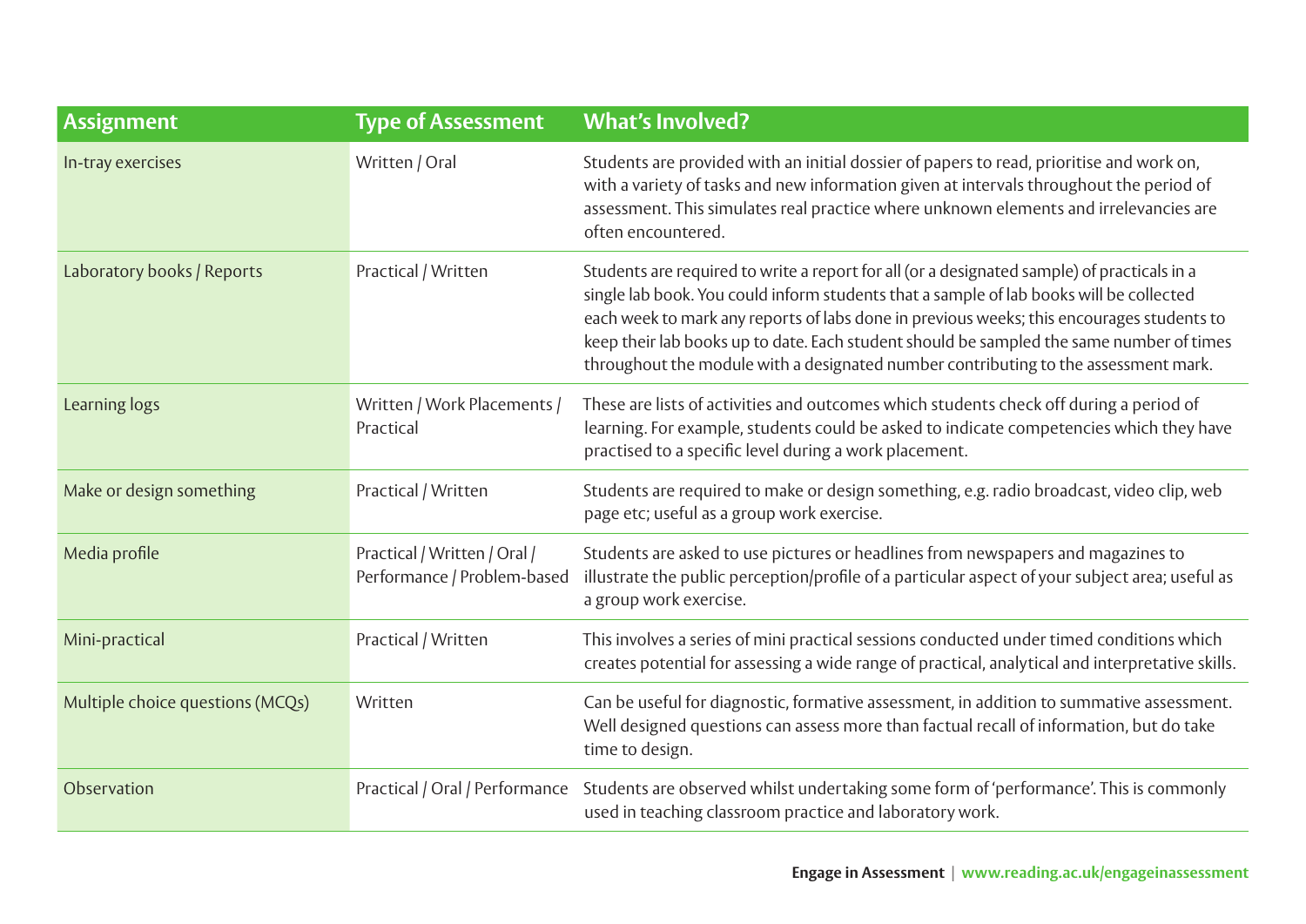| Assignment | Type of Assessment | What's Involved? |
| --- | --- | --- |
| In-tray exercises | Written / Oral | Students are provided with an initial dossier of papers to read, prioritise and work on, with a variety of tasks and new information given at intervals throughout the period of assessment. This simulates real practice where unknown elements and irrelevancies are often encountered. |
| Laboratory books / Reports | Practical / Written | Students are required to write a report for all (or a designated sample) of practicals in a single lab book. You could inform students that a sample of lab books will be collected each week to mark any reports of labs done in previous weeks; this encourages students to keep their lab books up to date. Each student should be sampled the same number of times throughout the module with a designated number contributing to the assessment mark. |
| Learning logs | Written / Work Placements / Practical | These are lists of activities and outcomes which students check off during a period of learning. For example, students could be asked to indicate competencies which they have practised to a specific level during a work placement. |
| Make or design something | Practical / Written | Students are required to make or design something, e.g. radio broadcast, video clip, web page etc; useful as a group work exercise. |
| Media profile | Practical / Written / Oral / Performance / Problem-based | Students are asked to use pictures or headlines from newspapers and magazines to illustrate the public perception/profile of a particular aspect of your subject area; useful as a group work exercise. |
| Mini-practical | Practical / Written | This involves a series of mini practical sessions conducted under timed conditions which creates potential for assessing a wide range of practical, analytical and interpretative skills. |
| Multiple choice questions (MCQs) | Written | Can be useful for diagnostic, formative assessment, in addition to summative assessment. Well designed questions can assess more than factual recall of information, but do take time to design. |
| Observation | Practical / Oral / Performance | Students are observed whilst undertaking some form of 'performance'. This is commonly used in teaching classroom practice and laboratory work. |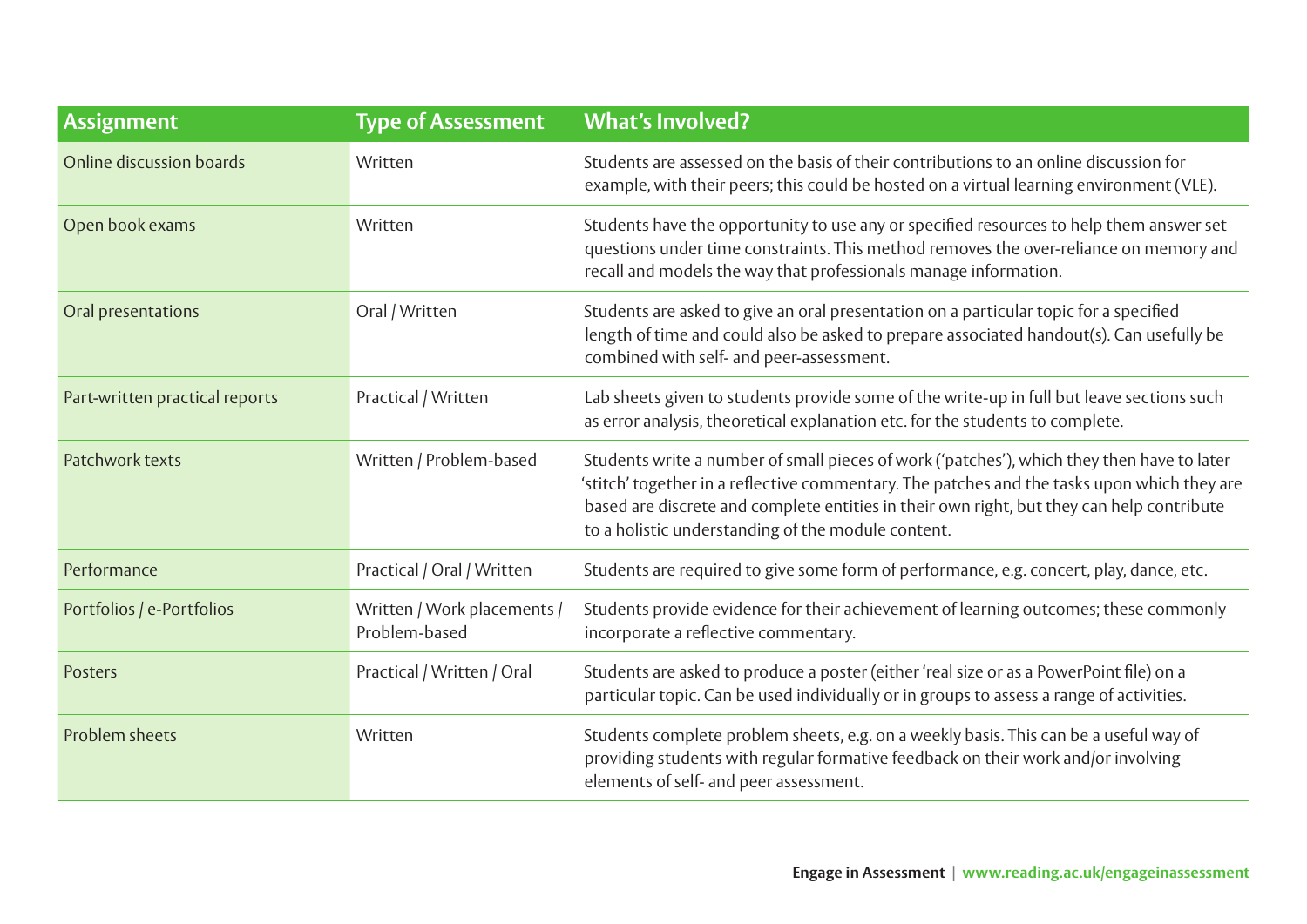| Assignment | Type of Assessment | What's Involved? |
| --- | --- | --- |
| Online discussion boards | Written | Students are assessed on the basis of their contributions to an online discussion for example, with their peers; this could be hosted on a virtual learning environment (VLE). |
| Open book exams | Written | Students have the opportunity to use any or specified resources to help them answer set questions under time constraints. This method removes the over-reliance on memory and recall and models the way that professionals manage information. |
| Oral presentations | Oral / Written | Students are asked to give an oral presentation on a particular topic for a specified length of time and could also be asked to prepare associated handout(s). Can usefully be combined with self- and peer-assessment. |
| Part-written practical reports | Practical / Written | Lab sheets given to students provide some of the write-up in full but leave sections such as error analysis, theoretical explanation etc. for the students to complete. |
| Patchwork texts | Written / Problem-based | Students write a number of small pieces of work ('patches'), which they then have to later 'stitch' together in a reflective commentary. The patches and the tasks upon which they are based are discrete and complete entities in their own right, but they can help contribute to a holistic understanding of the module content. |
| Performance | Practical / Oral / Written | Students are required to give some form of performance, e.g. concert, play, dance, etc. |
| Portfolios / e-Portfolios | Written / Work placements / Problem-based | Students provide evidence for their achievement of learning outcomes; these commonly incorporate a reflective commentary. |
| Posters | Practical / Written / Oral | Students are asked to produce a poster (either 'real size or as a PowerPoint file) on a particular topic. Can be used individually or in groups to assess a range of activities. |
| Problem sheets | Written | Students complete problem sheets, e.g. on a weekly basis. This can be a useful way of providing students with regular formative feedback on their work and/or involving elements of self- and peer assessment. |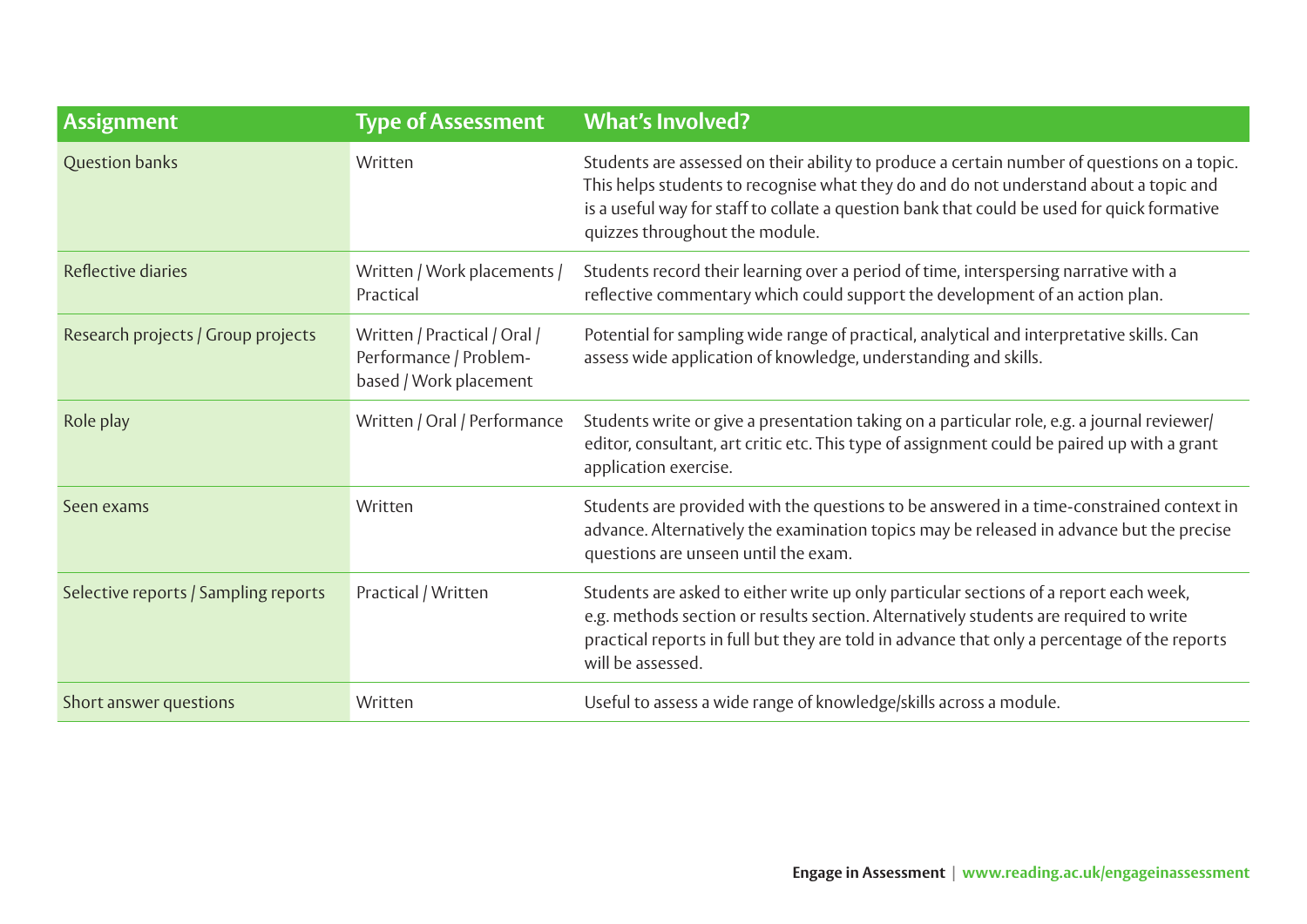| Assignment | Type of Assessment | What's Involved? |
| --- | --- | --- |
| Question banks | Written | Students are assessed on their ability to produce a certain number of questions on a topic. This helps students to recognise what they do and do not understand about a topic and is a useful way for staff to collate a question bank that could be used for quick formative quizzes throughout the module. |
| Reflective diaries | Written / Work placements / Practical | Students record their learning over a period of time, interspersing narrative with a reflective commentary which could support the development of an action plan. |
| Research projects / Group projects | Written / Practical / Oral / Performance / Problem-based / Work placement | Potential for sampling wide range of practical, analytical and interpretative skills. Can assess wide application of knowledge, understanding and skills. |
| Role play | Written / Oral / Performance | Students write or give a presentation taking on a particular role, e.g. a journal reviewer/ editor, consultant, art critic etc. This type of assignment could be paired up with a grant application exercise. |
| Seen exams | Written | Students are provided with the questions to be answered in a time-constrained context in advance. Alternatively the examination topics may be released in advance but the precise questions are unseen until the exam. |
| Selective reports / Sampling reports | Practical / Written | Students are asked to either write up only particular sections of a report each week, e.g. methods section or results section. Alternatively students are required to write practical reports in full but they are told in advance that only a percentage of the reports will be assessed. |
| Short answer questions | Written | Useful to assess a wide range of knowledge/skills across a module. |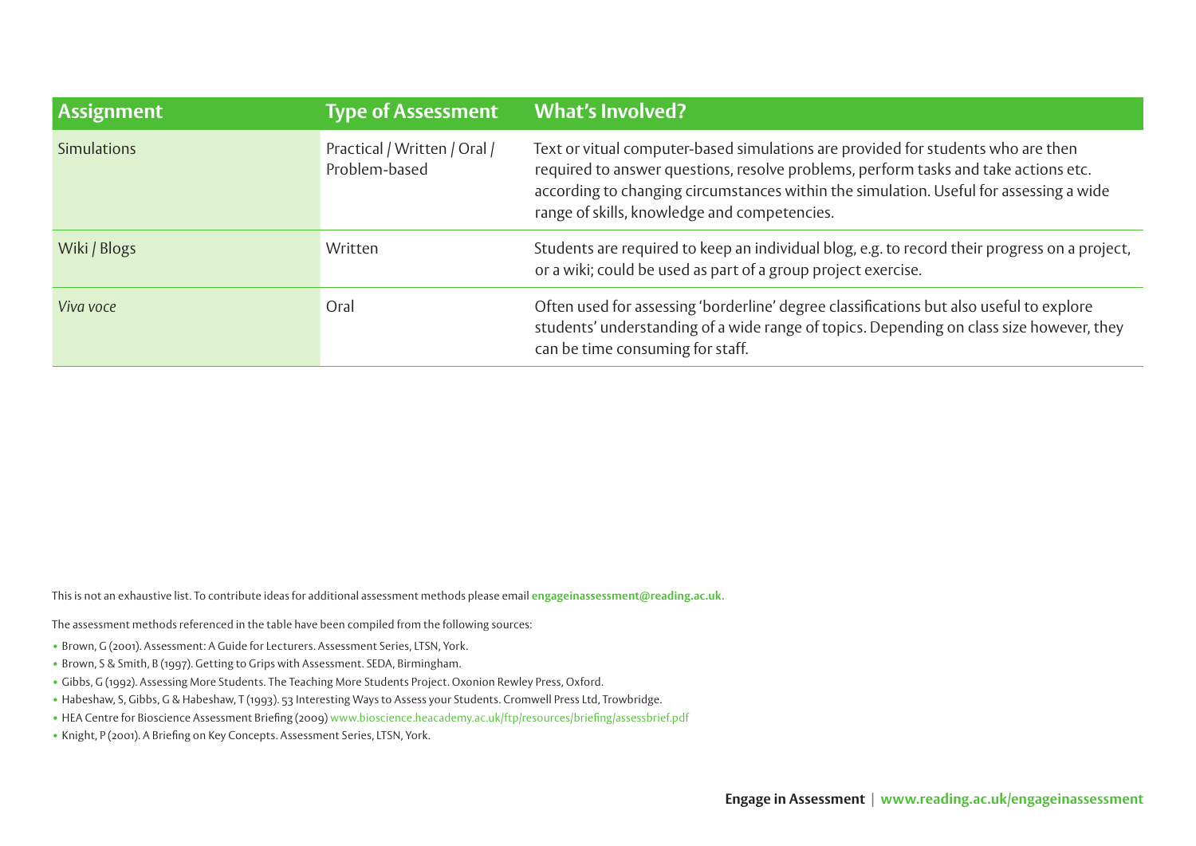| Assignment | Type of Assessment | What's Involved? |
| --- | --- | --- |
| Simulations | Practical / Written / Oral / Problem-based | Text or vitual computer-based simulations are provided for students who are then required to answer questions, resolve problems, perform tasks and take actions etc. according to changing circumstances within the simulation. Useful for assessing a wide range of skills, knowledge and competencies. |
| Wiki / Blogs | Written | Students are required to keep an individual blog, e.g. to record their progress on a project, or a wiki; could be used as part of a group project exercise. |
| *Viva voce* | Oral | Often used for assessing 'borderline' degree classifications but also useful to explore students' understanding of a wide range of topics. Depending on class size however, they can be time consuming for staff. |

This is not an exhaustive list. To contribute ideas for additional assessment methods please email **engageinassessment@reading.ac.uk.**

The assessment methods referenced in the table have been compiled from the following sources:

- Brown, G (2001). Assessment: A Guide for Lecturers. Assessment Series, LTSN, York.
- Brown, S & Smith, B (1997). Getting to Grips with Assessment. SEDA, Birmingham.
- Gibbs, G (1992). Assessing More Students. The Teaching More Students Project. Oxonion Rewley Press, Oxford.
- Habeshaw, S, Gibbs, G & Habeshaw, T (1993). 53 Interesting Ways to Assess your Students. Cromwell Press Ltd, Trowbridge.
- HEA Centre for Bioscience Assessment Briefing (2009) www.bioscience.heacademy.ac.uk/ftp/resources/briefing/assessbrief.pdf
- Knight, P (2001). A Briefing on Key Concepts. Assessment Series, LTSN, York.